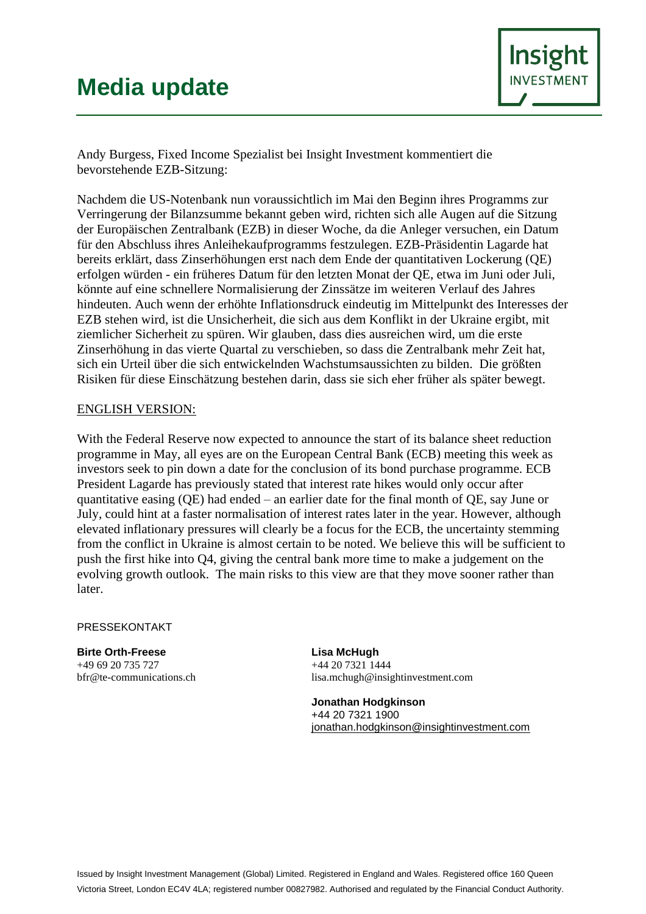# Media update

Andy Burgess, Fixed Income Spezialist bei Insight Investment kommentiert die bevorstehende EZB-Sitzung:

Nachdem die US-Notenbank nun voraussichtlich im Mai den Beginn ihres Programms zur Verringerung der Bilanzsumme bekannt geben wird, richten sich alle Augen auf die Sitzung der Europäischen Zentralbank (EZB) in dieser Woche, da die Anleger versuchen, ein Datum für den Abschluss ihres Anleihekaufprogramms festzulegen. EZB-Präsidentin Lagarde hat bereits erklärt, dass Zinserhöhungen erst nach dem Ende der quantitativen Lockerung (QE) erfolgen würden - ein früheres Datum für den letzten Monat der QE, etwa im Juni oder Juli, könnte auf eine schnellere Normalisierung der Zinssätze im weiteren Verlauf des Jahres hindeuten. Auch wenn der erhöhte Inflationsdruck eindeutig im Mittelpunkt des Interesses der EZB stehen wird, ist die Unsicherheit, die sich aus dem Konflikt in der Ukraine ergibt, mit ziemlicher Sicherheit zu spüren. Wir glauben, dass dies ausreichen wird, um die erste Zinserhöhung in das vierte Quartal zu verschieben, so dass die Zentralbank mehr Zeit hat, sich ein Urteil über die sich entwickelnden Wachstumsaussichten zu bilden. Die größten Risiken für diese Einschätzung bestehen darin, dass sie sich eher früher als später bewegt.

ENGLISH VERSION:

With the Federal Reserve now expected to announce the start of its balance sheet reduction programme in May, all eyes are on the European Central Bank (ECB) meeting this week as investors seek to pin down a date for the conclusion of its bond purchase programme. ECB President Lagarde has previously stated that interest rate hikes would only occur after quantitative easing (QE) had ended – an earlier date for the final month of QE, say June or July, could hint at a faster normalisation of interest rates later in the year. However, although elevated inflationary pressures will clearly be a focus for the ECB, the uncertainty stemming from the conflict in Ukraine is almost certain to be noted. We believe this will be sufficient to push the first hike into Q4, giving the central bank more time to make a judgement on the evolving growth outlook. The main risks to this view are that they move sooner rather than later.

PRESSEKONTAKT

**Birte Orth-Freese**
+49 69 20 735 727
bfr@te-communications.ch

**Lisa McHugh**
+44 20 7321 1444
lisa.mchugh@insightinvestment.com

**Jonathan Hodgkinson**
+44 20 7321 1900
jonathan.hodgkinson@insightinvestment.com

Issued by Insight Investment Management (Global) Limited. Registered in England and Wales. Registered office 160 Queen Victoria Street, London EC4V 4LA; registered number 00827982. Authorised and regulated by the Financial Conduct Authority.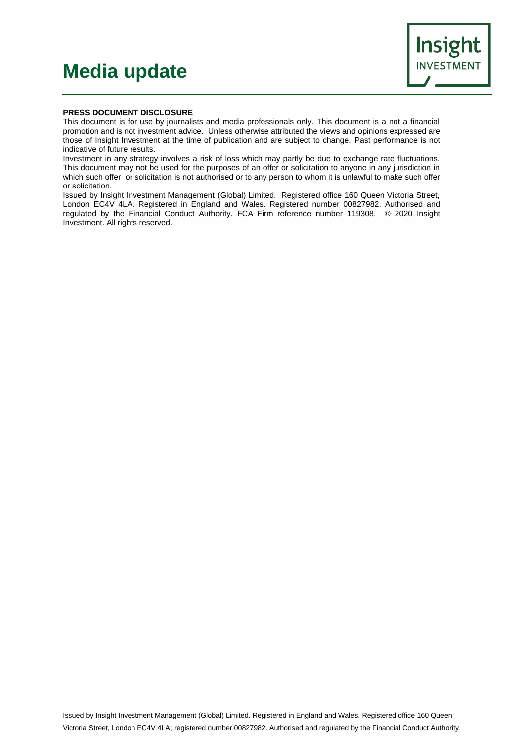# Media update

**PRESS DOCUMENT DISCLOSURE**

This document is for use by journalists and media professionals only. This document is a not a financial promotion and is not investment advice. Unless otherwise attributed the views and opinions expressed are those of Insight Investment at the time of publication and are subject to change. Past performance is not indicative of future results.

Investment in any strategy involves a risk of loss which may partly be due to exchange rate fluctuations. This document may not be used for the purposes of an offer or solicitation to anyone in any jurisdiction in which such offer or solicitation is not authorised or to any person to whom it is unlawful to make such offer or solicitation.

Issued by Insight Investment Management (Global) Limited. Registered office 160 Queen Victoria Street, London EC4V 4LA. Registered in England and Wales. Registered number 00827982. Authorised and regulated by the Financial Conduct Authority. FCA Firm reference number 119308. © 2020 Insight Investment. All rights reserved.